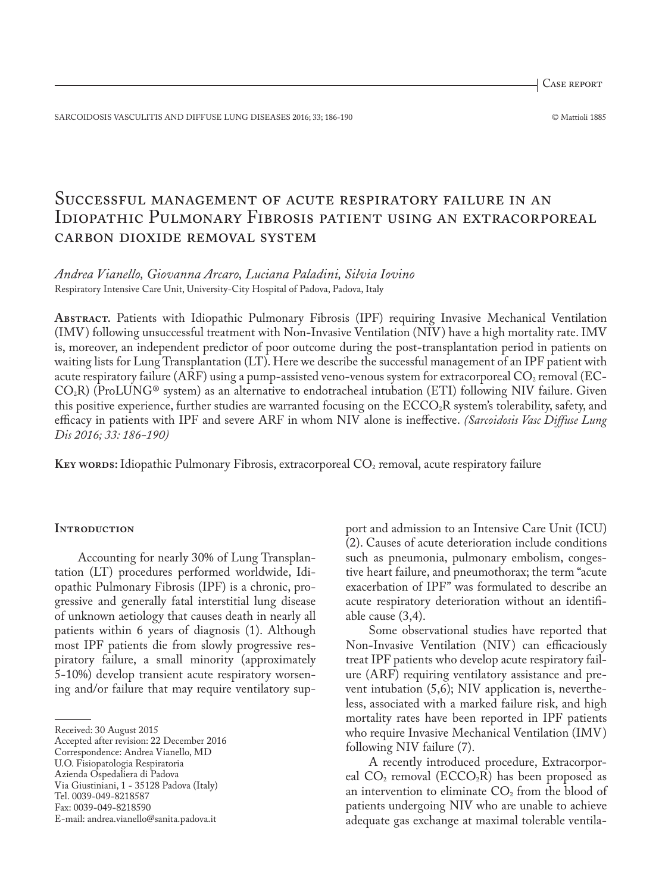Case report

# Successful management of acute respiratory failure in an Idiopathic Pulmonary Fibrosis patient using an extracorporeal carbon dioxide removal system

*Andrea Vianello, Giovanna Arcaro, Luciana Paladini, Silvia Iovino*

Respiratory Intensive Care Unit, University-City Hospital of Padova, Padova, Italy

**Abstract.** Patients with Idiopathic Pulmonary Fibrosis (IPF) requiring Invasive Mechanical Ventilation (IMV) following unsuccessful treatment with Non-Invasive Ventilation (NIV) have a high mortality rate. IMV is, moreover, an independent predictor of poor outcome during the post-transplantation period in patients on waiting lists for Lung Transplantation (LT). Here we describe the successful management of an IPF patient with acute respiratory failure (ARF) using a pump-assisted veno-venous system for extracorporeal $CO_2$ removal (EC-$CO_2$R) (ProLUNG® system) as an alternative to endotracheal intubation (ETI) following NIV failure. Given this positive experience, further studies are warranted focusing on the ECCO$_2$R system's tolerability, safety, and efficacy in patients with IPF and severe ARF in whom NIV alone is ineffective. *(Sarcoidosis Vasc Diffuse Lung Dis 2016; 33: 186-190)*

**Key words:** Idiopathic Pulmonary Fibrosis, extracorporeal $CO_2$ removal, acute respiratory failure

## Introduction

Accounting for nearly 30% of Lung Transplantation (LT) procedures performed worldwide, Idiopathic Pulmonary Fibrosis (IPF) is a chronic, progressive and generally fatal interstitial lung disease of unknown aetiology that causes death in nearly all patients within 6 years of diagnosis (1). Although most IPF patients die from slowly progressive respiratory failure, a small minority (approximately 5-10%) develop transient acute respiratory worsening and/or failure that may require ventilatory support and admission to an Intensive Care Unit (ICU) (2). Causes of acute deterioration include conditions such as pneumonia, pulmonary embolism, congestive heart failure, and pneumothorax; the term "acute exacerbation of IPF" was formulated to describe an acute respiratory deterioration without an identifiable cause (3,4).

Some observational studies have reported that Non-Invasive Ventilation (NIV) can efficaciously treat IPF patients who develop acute respiratory failure (ARF) requiring ventilatory assistance and prevent intubation (5,6); NIV application is, nevertheless, associated with a marked failure risk, and high mortality rates have been reported in IPF patients who require Invasive Mechanical Ventilation (IMV) following NIV failure (7).

A recently introduced procedure, Extracorporeal $CO_2$ removal (ECCO$_2$R) has been proposed as an intervention to eliminate $CO_2$ from the blood of patients undergoing NIV who are unable to achieve adequate gas exchange at maximal tolerable ventila-

Received: 30 August 2015
Accepted after revision: 22 December 2016
Correspondence: Andrea Vianello, MD
U.O. Fisiopatologia Respiratoria
Azienda Ospedaliera di Padova
Via Giustiniani, 1 - 35128 Padova (Italy)
Tel. 0039-049-8218587
Fax: 0039-049-8218590
E-mail: andrea.vianello@sanita.padova.it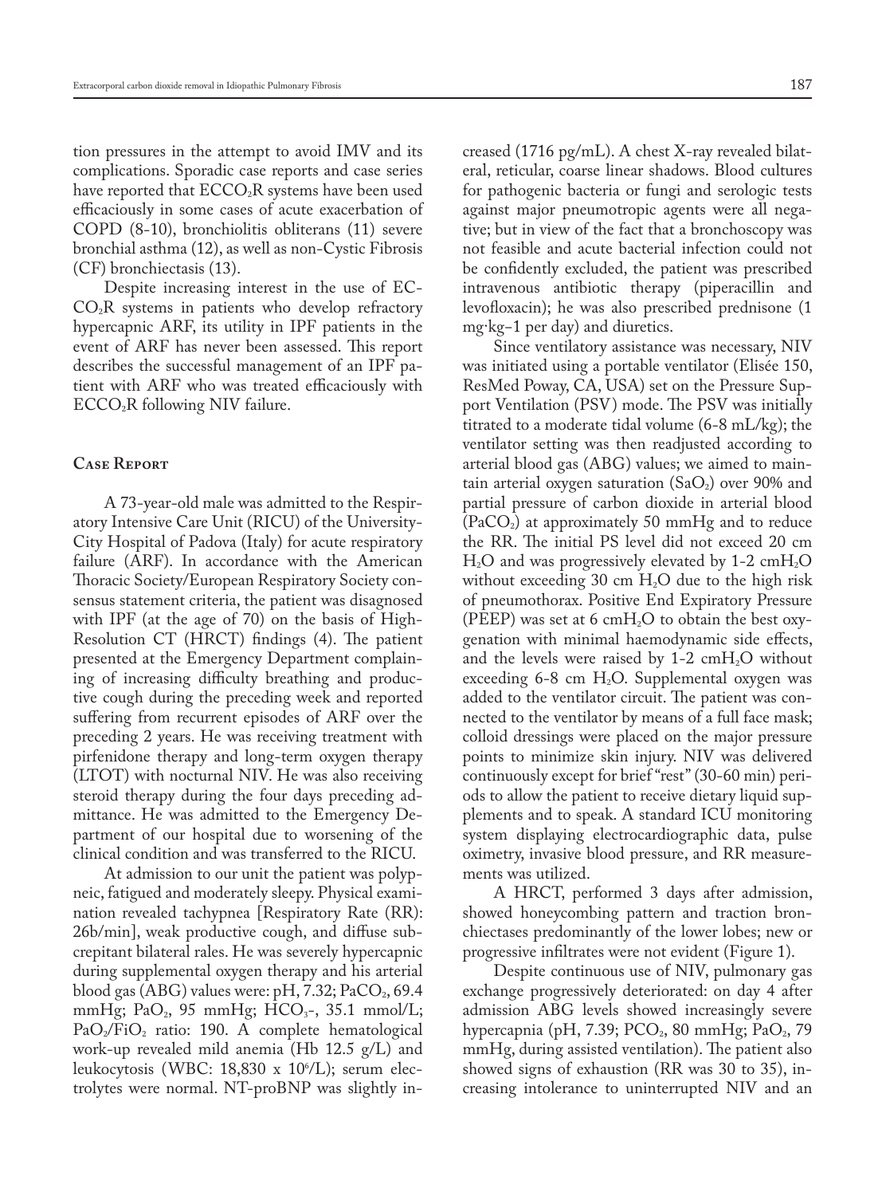tion pressures in the attempt to avoid IMV and its complications. Sporadic case reports and case series have reported that $ECCO_2R$ systems have been used efficaciously in some cases of acute exacerbation of COPD (8-10), bronchiolitis obliterans (11) severe bronchial asthma (12), as well as non-Cystic Fibrosis (CF) bronchiectasis (13).

Despite increasing interest in the use of EC-$CO_2R$ systems in patients who develop refractory hypercapnic ARF, its utility in IPF patients in the event of ARF has never been assessed. This report describes the successful management of an IPF patient with ARF who was treated efficaciously with $ECCO_2R$ following NIV failure.

## Case Report

A 73-year-old male was admitted to the Respiratory Intensive Care Unit (RICU) of the University-City Hospital of Padova (Italy) for acute respiratory failure (ARF). In accordance with the American Thoracic Society/European Respiratory Society consensus statement criteria, the patient was disagnosed with IPF (at the age of 70) on the basis of High-Resolution CT (HRCT) findings (4). The patient presented at the Emergency Department complaining of increasing difficulty breathing and productive cough during the preceding week and reported suffering from recurrent episodes of ARF over the preceding 2 years. He was receiving treatment with pirfenidone therapy and long-term oxygen therapy (LTOT) with nocturnal NIV. He was also receiving steroid therapy during the four days preceding admittance. He was admitted to the Emergency Department of our hospital due to worsening of the clinical condition and was transferred to the RICU.

At admission to our unit the patient was polypneic, fatigued and moderately sleepy. Physical examination revealed tachypnea [Respiratory Rate (RR): 26b/min], weak productive cough, and diffuse subcrepitant bilateral rales. He was severely hypercapnic during supplemental oxygen therapy and his arterial blood gas (ABG) values were: pH, 7.32; $PaCO_2$, 69.4 mmHg; $PaO_2$, 95 mmHg; $HCO_3$-, 35.1 mmol/L; $PaO_2/FiO_2$ ratio: 190. A complete hematological work-up revealed mild anemia (Hb 12.5 g/L) and leukocytosis (WBC: 18,830 x $10^6$/L); serum electrolytes were normal. NT-proBNP was slightly increased (1716 pg/mL). A chest X-ray revealed bilateral, reticular, coarse linear shadows. Blood cultures for pathogenic bacteria or fungi and serologic tests against major pneumotropic agents were all negative; but in view of the fact that a bronchoscopy was not feasible and acute bacterial infection could not be confidently excluded, the patient was prescribed intravenous antibiotic therapy (piperacillin and levofloxacin); he was also prescribed prednisone (1 mg·kg−1 per day) and diuretics.

Since ventilatory assistance was necessary, NIV was initiated using a portable ventilator (Elisée 150, ResMed Poway, CA, USA) set on the Pressure Support Ventilation (PSV) mode. The PSV was initially titrated to a moderate tidal volume (6-8 mL/kg); the ventilator setting was then readjusted according to arterial blood gas (ABG) values; we aimed to maintain arterial oxygen saturation ($SaO_2$) over 90% and partial pressure of carbon dioxide in arterial blood ($PaCO_2$) at approximately 50 mmHg and to reduce the RR. The initial PS level did not exceed 20 cm $H_2O$ and was progressively elevated by 1-2 cm$H_2O$ without exceeding 30 cm $H_2O$ due to the high risk of pneumothorax. Positive End Expiratory Pressure (PEEP) was set at 6 cm$H_2O$ to obtain the best oxygenation with minimal haemodynamic side effects, and the levels were raised by 1-2 cm$H_2O$ without exceeding 6-8 cm $H_2O$. Supplemental oxygen was added to the ventilator circuit. The patient was connected to the ventilator by means of a full face mask; colloid dressings were placed on the major pressure points to minimize skin injury. NIV was delivered continuously except for brief "rest" (30-60 min) periods to allow the patient to receive dietary liquid supplements and to speak. A standard ICU monitoring system displaying electrocardiographic data, pulse oximetry, invasive blood pressure, and RR measurements was utilized.

A HRCT, performed 3 days after admission, showed honeycombing pattern and traction bronchiectases predominantly of the lower lobes; new or progressive infiltrates were not evident (Figure 1).

Despite continuous use of NIV, pulmonary gas exchange progressively deteriorated: on day 4 after admission ABG levels showed increasingly severe hypercapnia (pH, 7.39; $PCO_2$, 80 mmHg; $PaO_2$, 79 mmHg, during assisted ventilation). The patient also showed signs of exhaustion (RR was 30 to 35), increasing intolerance to uninterrupted NIV and an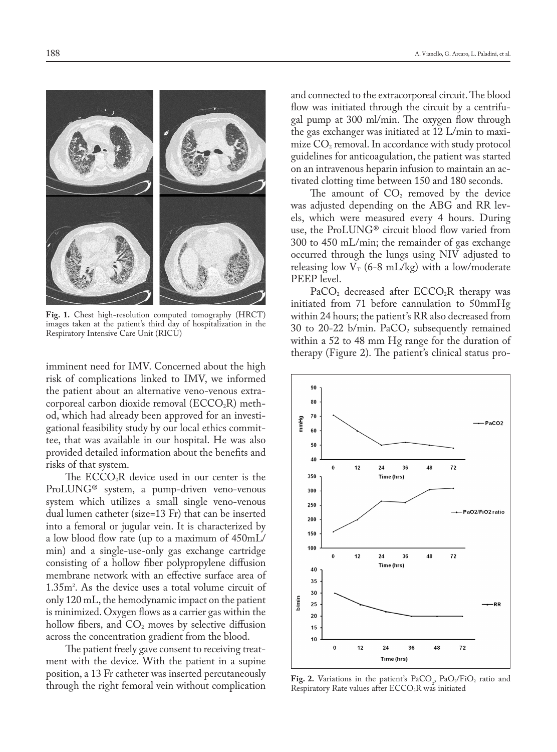Fig. 1. Chest high-resolution computed tomography (HRCT) images taken at the patient's third day of hospitalization in the Respiratory Intensive Care Unit (RICU)

imminent need for IMV. Concerned about the high risk of complications linked to IMV, we informed the patient about an alternative veno-venous extracorporeal carbon dioxide removal ($ECCO_2R$) method, which had already been approved for an investigational feasibility study by our local ethics committee, that was available in our hospital. He was also provided detailed information about the benefits and risks of that system.

The $ECCO_2R$ device used in our center is the ProLUNG® system, a pump-driven veno-venous system which utilizes a small single veno-venous dual lumen catheter (size=13 Fr) that can be inserted into a femoral or jugular vein. It is characterized by a low blood flow rate (up to a maximum of 450mL/min) and a single-use-only gas exchange cartridge consisting of a hollow fiber polypropylene diffusion membrane network with an effective surface area of 1.35m$^2$. As the device uses a total volume circuit of only 120 mL, the hemodynamic impact on the patient is minimized. Oxygen flows as a carrier gas within the hollow fibers, and $CO_2$ moves by selective diffusion across the concentration gradient from the blood.

The patient freely gave consent to receiving treatment with the device. With the patient in a supine position, a 13 Fr catheter was inserted percutaneously through the right femoral vein without complication and connected to the extracorporeal circuit. The blood flow was initiated through the circuit by a centrifugal pump at 300 ml/min. The oxygen flow through the gas exchanger was initiated at 12 L/min to maximize $CO_2$ removal. In accordance with study protocol guidelines for anticoagulation, the patient was started on an intravenous heparin infusion to maintain an activated clotting time between 150 and 180 seconds.

The amount of $CO_2$ removed by the device was adjusted depending on the ABG and RR levels, which were measured every 4 hours. During use, the ProLUNG® circuit blood flow varied from 300 to 450 mL/min; the remainder of gas exchange occurred through the lungs using NIV adjusted to releasing low $V_T$ (6-8 mL/kg) with a low/moderate PEEP level.

$PaCO_2$ decreased after $ECCO_2R$ therapy was initiated from 71 before cannulation to 50mmHg within 24 hours; the patient's RR also decreased from 30 to 20-22 b/min. $PaCO_2$ subsequently remained within a 52 to 48 mm Hg range for the duration of therapy (Figure 2). The patient's clinical status pro-

Fig. 2. Variations in the patient's $PaCO_2$, $PaO_2/FiO_2$ ratio and Respiratory Rate values after $ECCO_2R$ was initiated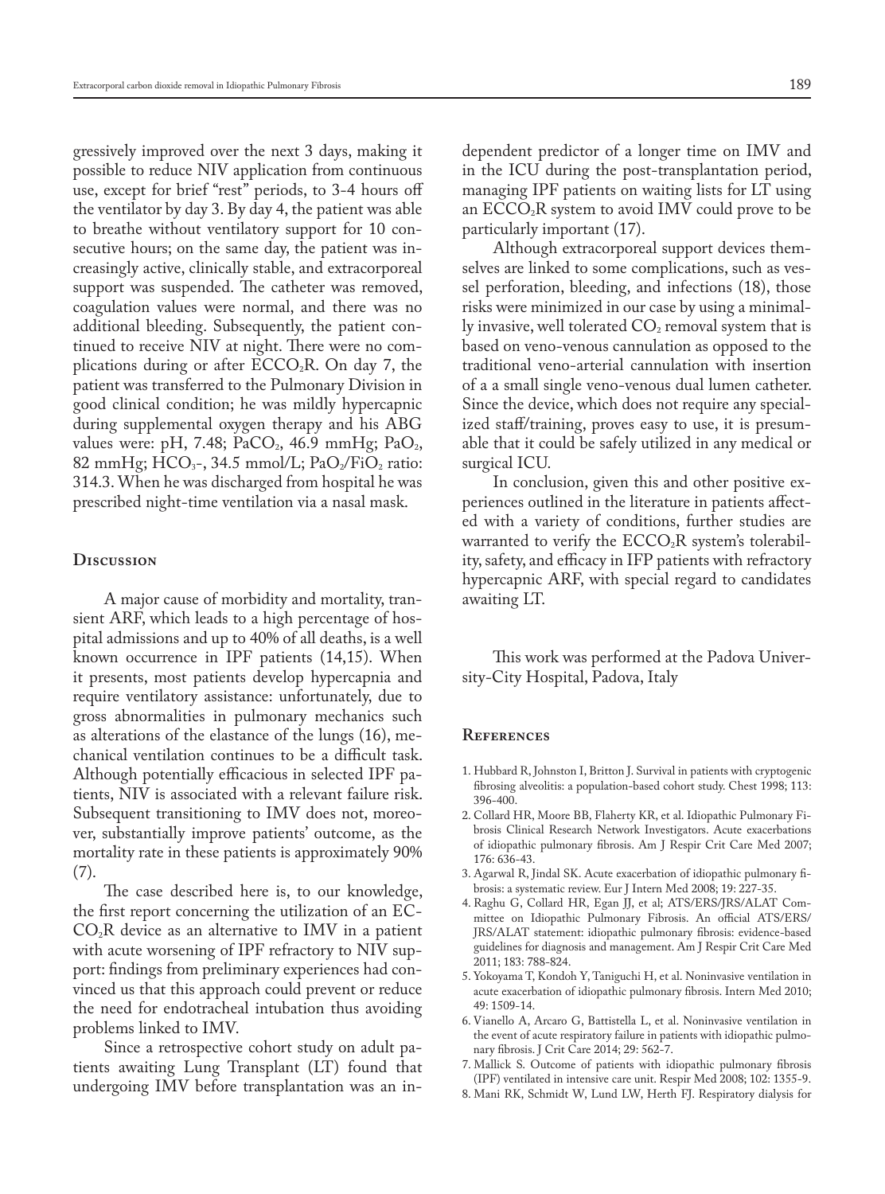gressively improved over the next 3 days, making it possible to reduce NIV application from continuous use, except for brief "rest" periods, to 3-4 hours off the ventilator by day 3. By day 4, the patient was able to breathe without ventilatory support for 10 consecutive hours; on the same day, the patient was increasingly active, clinically stable, and extracorporeal support was suspended. The catheter was removed, coagulation values were normal, and there was no additional bleeding. Subsequently, the patient continued to receive NIV at night. There were no complications during or after $ECCO_2R$. On day 7, the patient was transferred to the Pulmonary Division in good clinical condition; he was mildly hypercapnic during supplemental oxygen therapy and his ABG values were: pH, 7.48; $PaCO_2$, 46.9 mmHg; $PaO_2$, 82 mmHg; $HCO_3$-, 34.5 mmol/L; $PaO_2/FiO_2$ ratio: 314.3. When he was discharged from hospital he was prescribed night-time ventilation via a nasal mask.

## Discussion

A major cause of morbidity and mortality, transient ARF, which leads to a high percentage of hospital admissions and up to 40% of all deaths, is a well known occurrence in IPF patients (14,15). When it presents, most patients develop hypercapnia and require ventilatory assistance: unfortunately, due to gross abnormalities in pulmonary mechanics such as alterations of the elastance of the lungs (16), mechanical ventilation continues to be a difficult task. Although potentially efficacious in selected IPF patients, NIV is associated with a relevant failure risk. Subsequent transitioning to IMV does not, moreover, substantially improve patients' outcome, as the mortality rate in these patients is approximately 90% (7).

The case described here is, to our knowledge, the first report concerning the utilization of an $ECCO_2R$ device as an alternative to IMV in a patient with acute worsening of IPF refractory to NIV support: findings from preliminary experiences had convinced us that this approach could prevent or reduce the need for endotracheal intubation thus avoiding problems linked to IMV.

Since a retrospective cohort study on adult patients awaiting Lung Transplant (LT) found that undergoing IMV before transplantation was an independent predictor of a longer time on IMV and in the ICU during the post-transplantation period, managing IPF patients on waiting lists for LT using an $ECCO_2R$ system to avoid IMV could prove to be particularly important (17).

Although extracorporeal support devices themselves are linked to some complications, such as vessel perforation, bleeding, and infections (18), those risks were minimized in our case by using a minimally invasive, well tolerated $CO_2$ removal system that is based on veno-venous cannulation as opposed to the traditional veno-arterial cannulation with insertion of a a small single veno-venous dual lumen catheter. Since the device, which does not require any specialized staff/training, proves easy to use, it is presumable that it could be safely utilized in any medical or surgical ICU.

In conclusion, given this and other positive experiences outlined in the literature in patients affected with a variety of conditions, further studies are warranted to verify the $ECCO_2R$ system's tolerability, safety, and efficacy in IFP patients with refractory hypercapnic ARF, with special regard to candidates awaiting LT.

This work was performed at the Padova University-City Hospital, Padova, Italy

## References

1. Hubbard R, Johnston I, Britton J. Survival in patients with cryptogenic fibrosing alveolitis: a population-based cohort study. Chest 1998; 113: 396-400.
2. Collard HR, Moore BB, Flaherty KR, et al. Idiopathic Pulmonary Fibrosis Clinical Research Network Investigators. Acute exacerbations of idiopathic pulmonary fibrosis. Am J Respir Crit Care Med 2007; 176: 636-43.
3. Agarwal R, Jindal SK. Acute exacerbation of idiopathic pulmonary fibrosis: a systematic review. Eur J Intern Med 2008; 19: 227-35.
4. Raghu G, Collard HR, Egan JJ, et al; ATS/ERS/JRS/ALAT Committee on Idiopathic Pulmonary Fibrosis. An official ATS/ERS/JRS/ALAT statement: idiopathic pulmonary fibrosis: evidence-based guidelines for diagnosis and management. Am J Respir Crit Care Med 2011; 183: 788-824.
5. Yokoyama T, Kondoh Y, Taniguchi H, et al. Noninvasive ventilation in acute exacerbation of idiopathic pulmonary fibrosis. Intern Med 2010; 49: 1509-14.
6. Vianello A, Arcaro G, Battistella L, et al. Noninvasive ventilation in the event of acute respiratory failure in patients with idiopathic pulmonary fibrosis. J Crit Care 2014; 29: 562-7.
7. Mallick S. Outcome of patients with idiopathic pulmonary fibrosis (IPF) ventilated in intensive care unit. Respir Med 2008; 102: 1355-9.
8. Mani RK, Schmidt W, Lund LW, Herth FJ. Respiratory dialysis for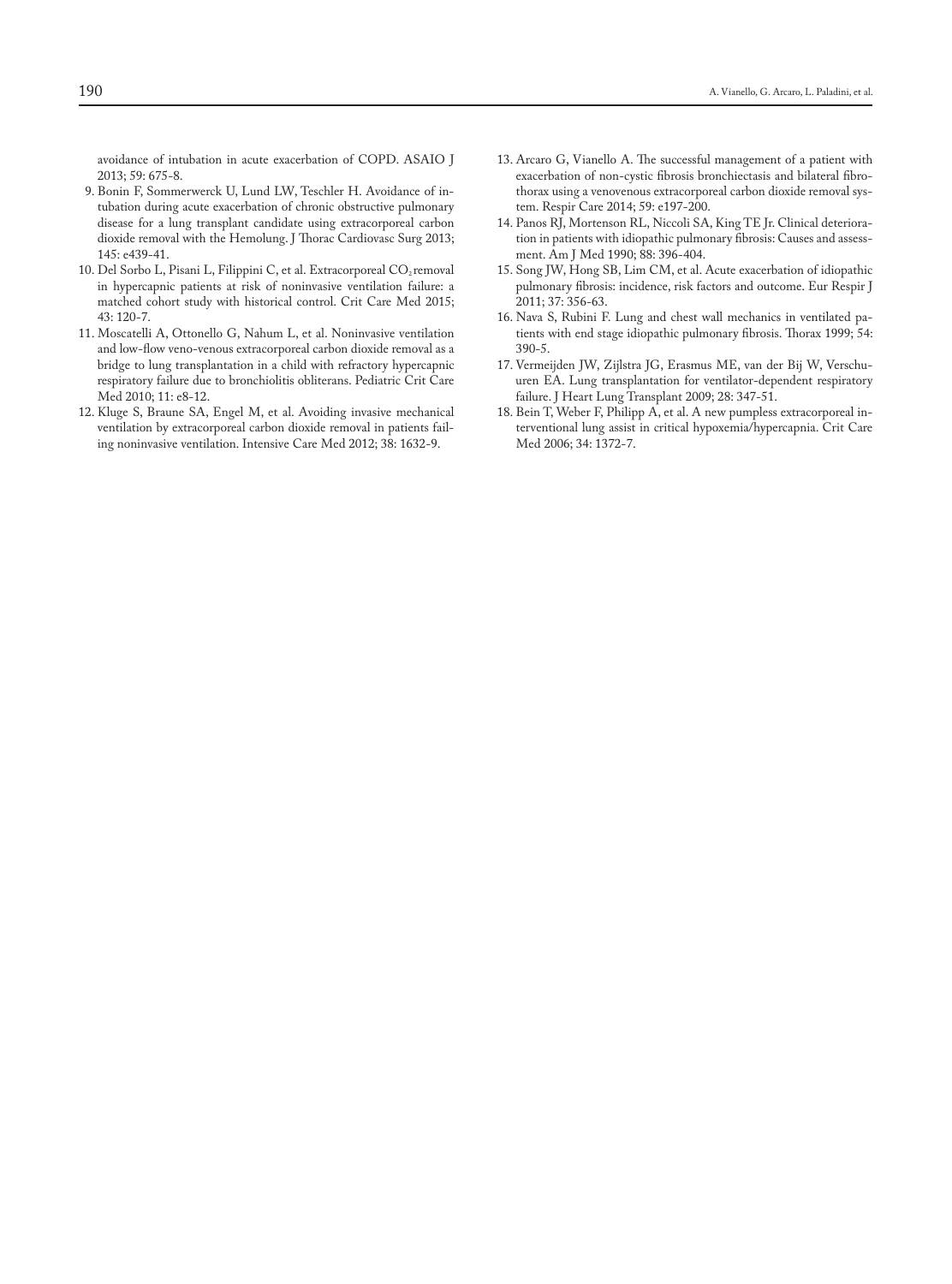avoidance of intubation in acute exacerbation of COPD. ASAIO J 2013; 59: 675-8.

9. Bonin F, Sommerwerck U, Lund LW, Teschler H. Avoidance of intubation during acute exacerbation of chronic obstructive pulmonary disease for a lung transplant candidate using extracorporeal carbon dioxide removal with the Hemolung. J Thorac Cardiovasc Surg 2013; 145: e439-41.
10. Del Sorbo L, Pisani L, Filippini C, et al. Extracorporeal $CO_2$ removal in hypercapnic patients at risk of noninvasive ventilation failure: a matched cohort study with historical control. Crit Care Med 2015; 43: 120-7.
11. Moscatelli A, Ottonello G, Nahum L, et al. Noninvasive ventilation and low-flow veno-venous extracorporeal carbon dioxide removal as a bridge to lung transplantation in a child with refractory hypercapnic respiratory failure due to bronchiolitis obliterans. Pediatric Crit Care Med 2010; 11: e8-12.
12. Kluge S, Braune SA, Engel M, et al. Avoiding invasive mechanical ventilation by extracorporeal carbon dioxide removal in patients failing noninvasive ventilation. Intensive Care Med 2012; 38: 1632-9.
13. Arcaro G, Vianello A. The successful management of a patient with exacerbation of non-cystic fibrosis bronchiectasis and bilateral fibrothorax using a venovenous extracorporeal carbon dioxide removal system. Respir Care 2014; 59: e197-200.
14. Panos RJ, Mortenson RL, Niccoli SA, King TE Jr. Clinical deterioration in patients with idiopathic pulmonary fibrosis: Causes and assessment. Am J Med 1990; 88: 396-404.
15. Song JW, Hong SB, Lim CM, et al. Acute exacerbation of idiopathic pulmonary fibrosis: incidence, risk factors and outcome. Eur Respir J 2011; 37: 356-63.
16. Nava S, Rubini F. Lung and chest wall mechanics in ventilated patients with end stage idiopathic pulmonary fibrosis. Thorax 1999; 54: 390-5.
17. Vermeijden JW, Zijlstra JG, Erasmus ME, van der Bij W, Verschuuren EA. Lung transplantation for ventilator-dependent respiratory failure. J Heart Lung Transplant 2009; 28: 347-51.
18. Bein T, Weber F, Philipp A, et al. A new pumpless extracorporeal interventional lung assist in critical hypoxemia/hypercapnia. Crit Care Med 2006; 34: 1372-7.